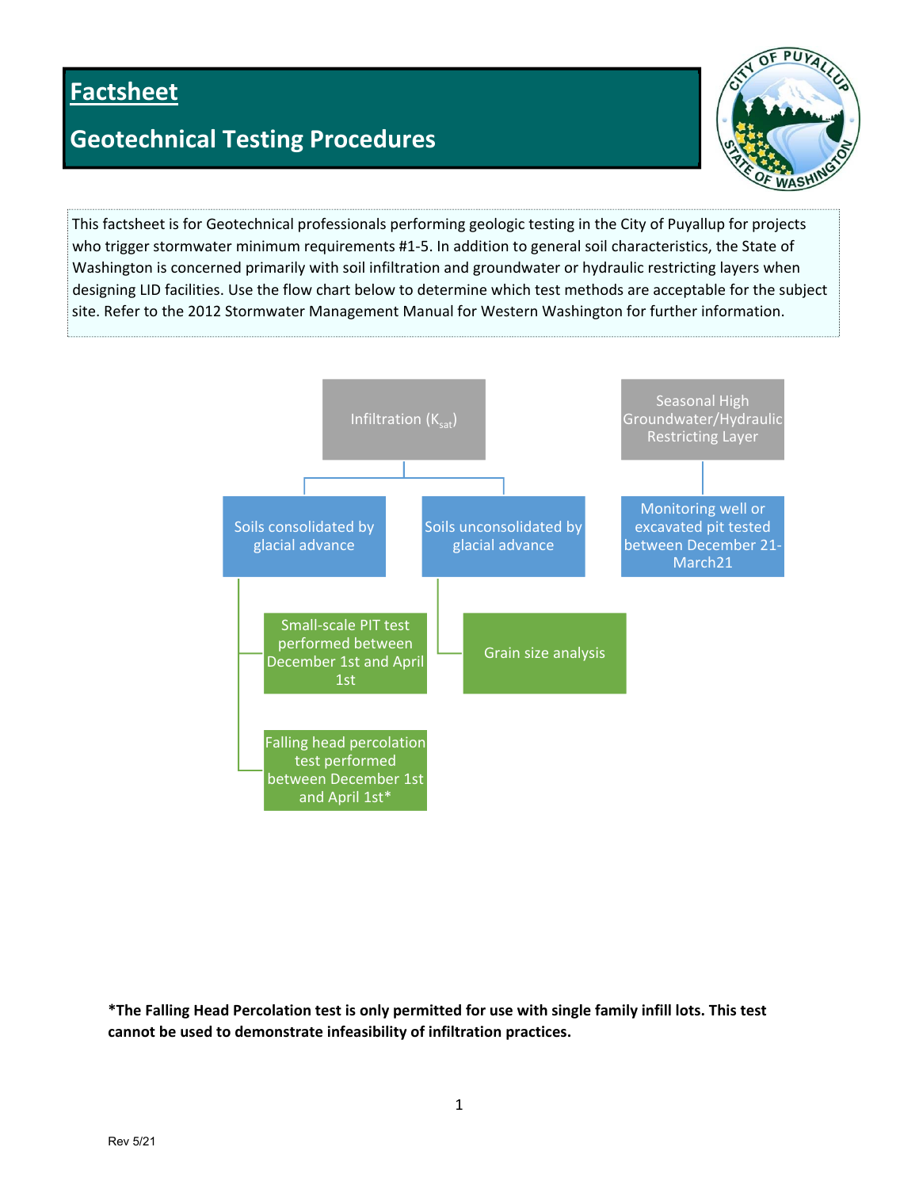# Factsheet

## Geotechnical Testing Procedures

This factsheet is for Geotechnical professionals performing geologic testing in the City of Puyallup for projects who trigger stormwater minimum requirements #1-5. In addition to general soil characteristics, the State of Washington is concerned primarily with soil infiltration and groundwater or hydraulic restricting layers when designing LID facilities. Use the flow chart below to determine which test methods are acceptable for the subject site. Refer to the 2012 Stormwater Management Manual for Western Washington for further information.

- Infiltration ($K_{sat}$)
  - Soils consolidated by glacial advance
    - Small-scale PIT test performed between December 1st and April 1st
    - Falling head percolation test performed between December 1st and April 1st*
  - Soils unconsolidated by glacial advance
    - Grain size analysis
- Seasonal High Groundwater/Hydraulic Restricting Layer
  - Monitoring well or excavated pit tested between December 21-March21

**\*The Falling Head Percolation test is only permitted for use with single family infill lots. This test cannot be used to demonstrate infeasibility of infiltration practices.**

Rev 5/21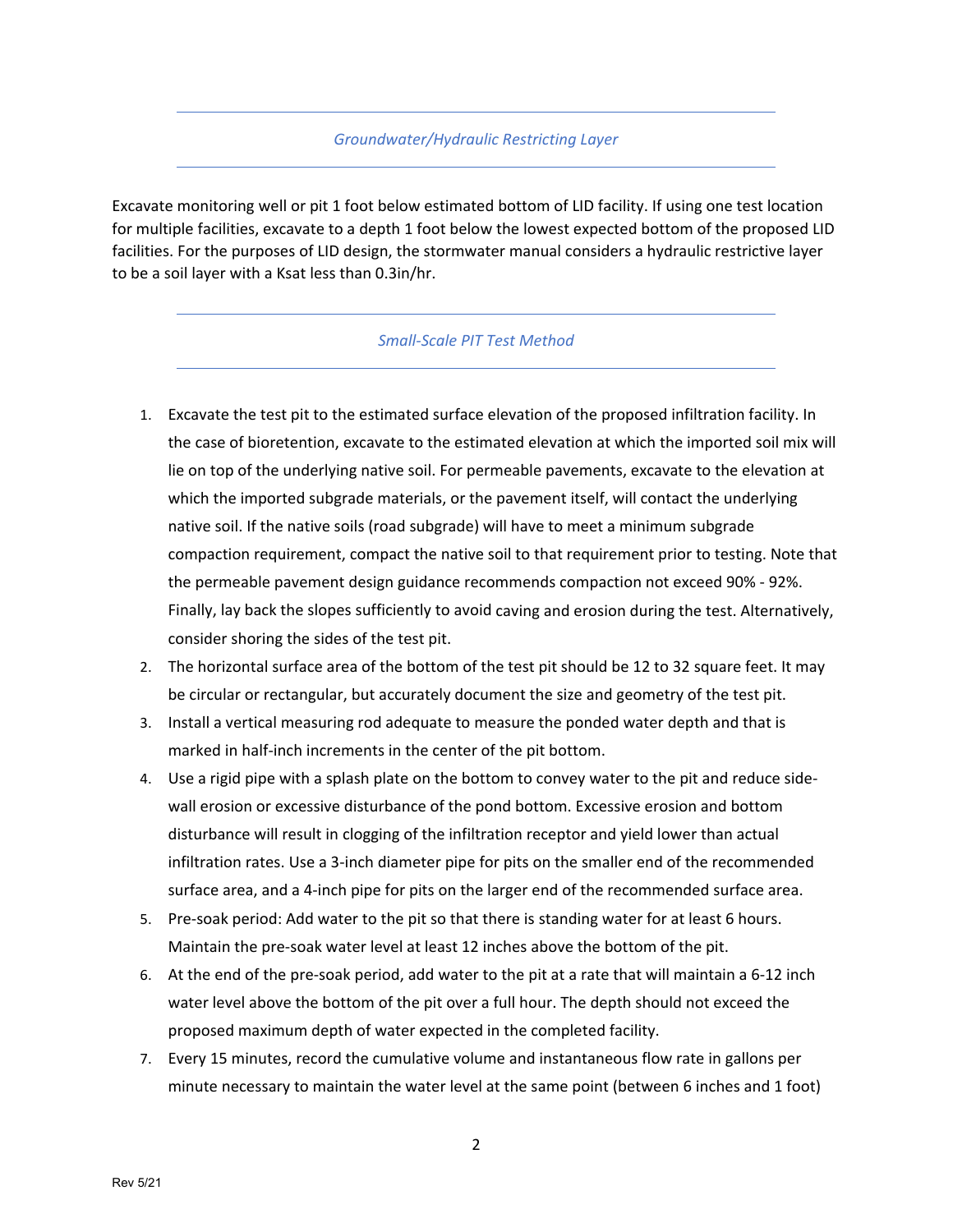## *Groundwater/Hydraulic Restricting Layer*

Excavate monitoring well or pit 1 foot below estimated bottom of LID facility. If using one test location for multiple facilities, excavate to a depth 1 foot below the lowest expected bottom of the proposed LID facilities. For the purposes of LID design, the stormwater manual considers a hydraulic restrictive layer to be a soil layer with a Ksat less than 0.3in/hr.

## *Small-Scale PIT Test Method*

1. Excavate the test pit to the estimated surface elevation of the proposed infiltration facility. In the case of bioretention, excavate to the estimated elevation at which the imported soil mix will lie on top of the underlying native soil. For permeable pavements, excavate to the elevation at which the imported subgrade materials, or the pavement itself, will contact the underlying native soil. If the native soils (road subgrade) will have to meet a minimum subgrade compaction requirement, compact the native soil to that requirement prior to testing. Note that the permeable pavement design guidance recommends compaction not exceed 90% - 92%. Finally, lay back the slopes sufficiently to avoid caving and erosion during the test. Alternatively, consider shoring the sides of the test pit.
2. The horizontal surface area of the bottom of the test pit should be 12 to 32 square feet. It may be circular or rectangular, but accurately document the size and geometry of the test pit.
3. Install a vertical measuring rod adequate to measure the ponded water depth and that is marked in half-inch increments in the center of the pit bottom.
4. Use a rigid pipe with a splash plate on the bottom to convey water to the pit and reduce side-wall erosion or excessive disturbance of the pond bottom. Excessive erosion and bottom disturbance will result in clogging of the infiltration receptor and yield lower than actual infiltration rates. Use a 3-inch diameter pipe for pits on the smaller end of the recommended surface area, and a 4-inch pipe for pits on the larger end of the recommended surface area.
5. Pre-soak period: Add water to the pit so that there is standing water for at least 6 hours. Maintain the pre-soak water level at least 12 inches above the bottom of the pit.
6. At the end of the pre-soak period, add water to the pit at a rate that will maintain a 6-12 inch water level above the bottom of the pit over a full hour. The depth should not exceed the proposed maximum depth of water expected in the completed facility.
7. Every 15 minutes, record the cumulative volume and instantaneous flow rate in gallons per minute necessary to maintain the water level at the same point (between 6 inches and 1 foot)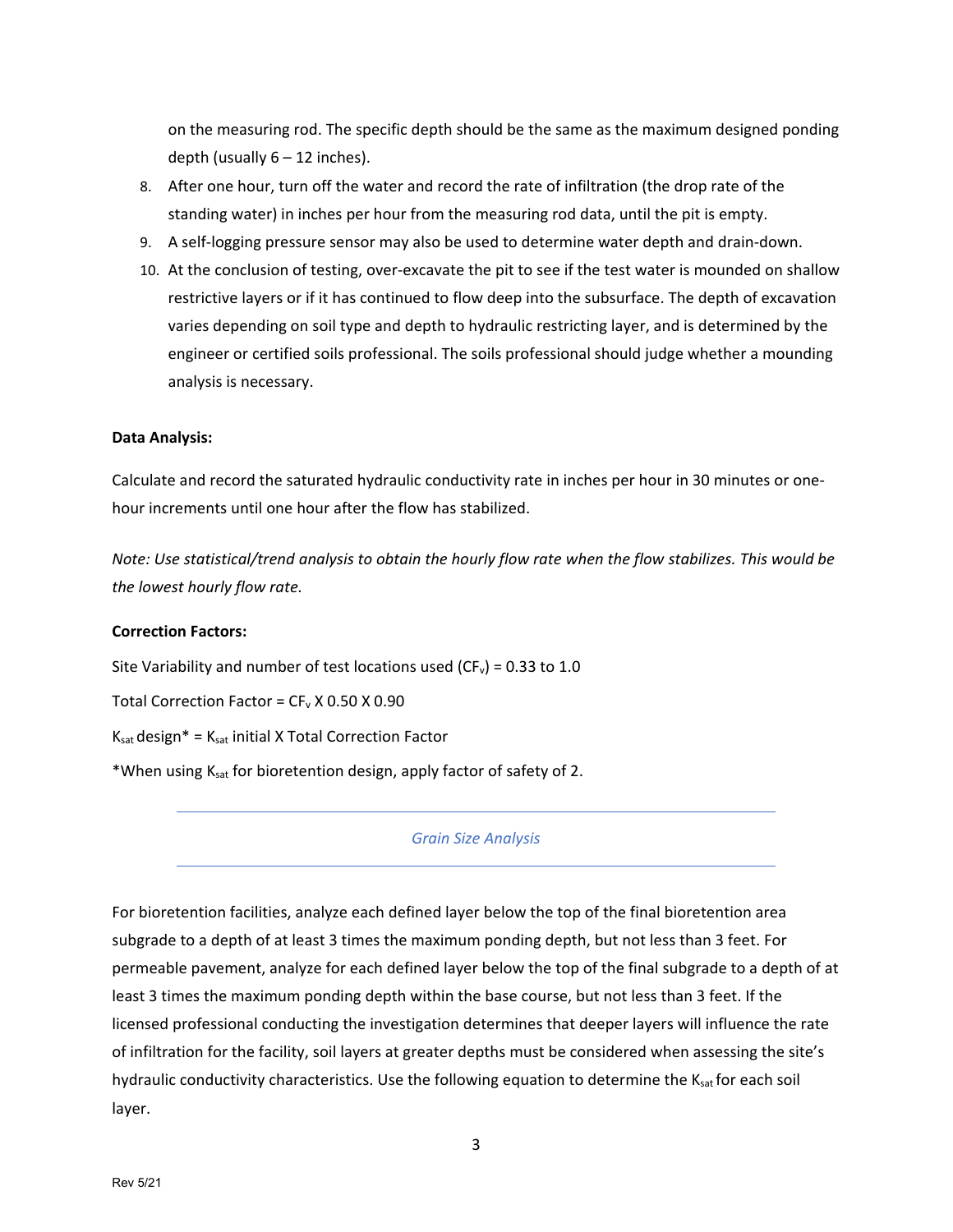on the measuring rod. The specific depth should be the same as the maximum designed ponding depth (usually 6 – 12 inches).

8. After one hour, turn off the water and record the rate of infiltration (the drop rate of the standing water) in inches per hour from the measuring rod data, until the pit is empty.
9. A self-logging pressure sensor may also be used to determine water depth and drain-down.
10. At the conclusion of testing, over-excavate the pit to see if the test water is mounded on shallow restrictive layers or if it has continued to flow deep into the subsurface. The depth of excavation varies depending on soil type and depth to hydraulic restricting layer, and is determined by the engineer or certified soils professional. The soils professional should judge whether a mounding analysis is necessary.

**Data Analysis:**

Calculate and record the saturated hydraulic conductivity rate in inches per hour in 30 minutes or one-hour increments until one hour after the flow has stabilized.

*Note: Use statistical/trend analysis to obtain the hourly flow rate when the flow stabilizes. This would be the lowest hourly flow rate.*

**Correction Factors:**

Site Variability and number of test locations used ($CF_v$) = 0.33 to 1.0

Total Correction Factor = $CF_v$ X 0.50 X 0.90

$K_{sat}$ design* = $K_{sat}$ initial X Total Correction Factor

*When using $K_{sat}$ for bioretention design, apply factor of safety of 2.

## *Grain Size Analysis*

For bioretention facilities, analyze each defined layer below the top of the final bioretention area subgrade to a depth of at least 3 times the maximum ponding depth, but not less than 3 feet. For permeable pavement, analyze for each defined layer below the top of the final subgrade to a depth of at least 3 times the maximum ponding depth within the base course, but not less than 3 feet. If the licensed professional conducting the investigation determines that deeper layers will influence the rate of infiltration for the facility, soil layers at greater depths must be considered when assessing the site's hydraulic conductivity characteristics. Use the following equation to determine the $K_{sat}$ for each soil layer.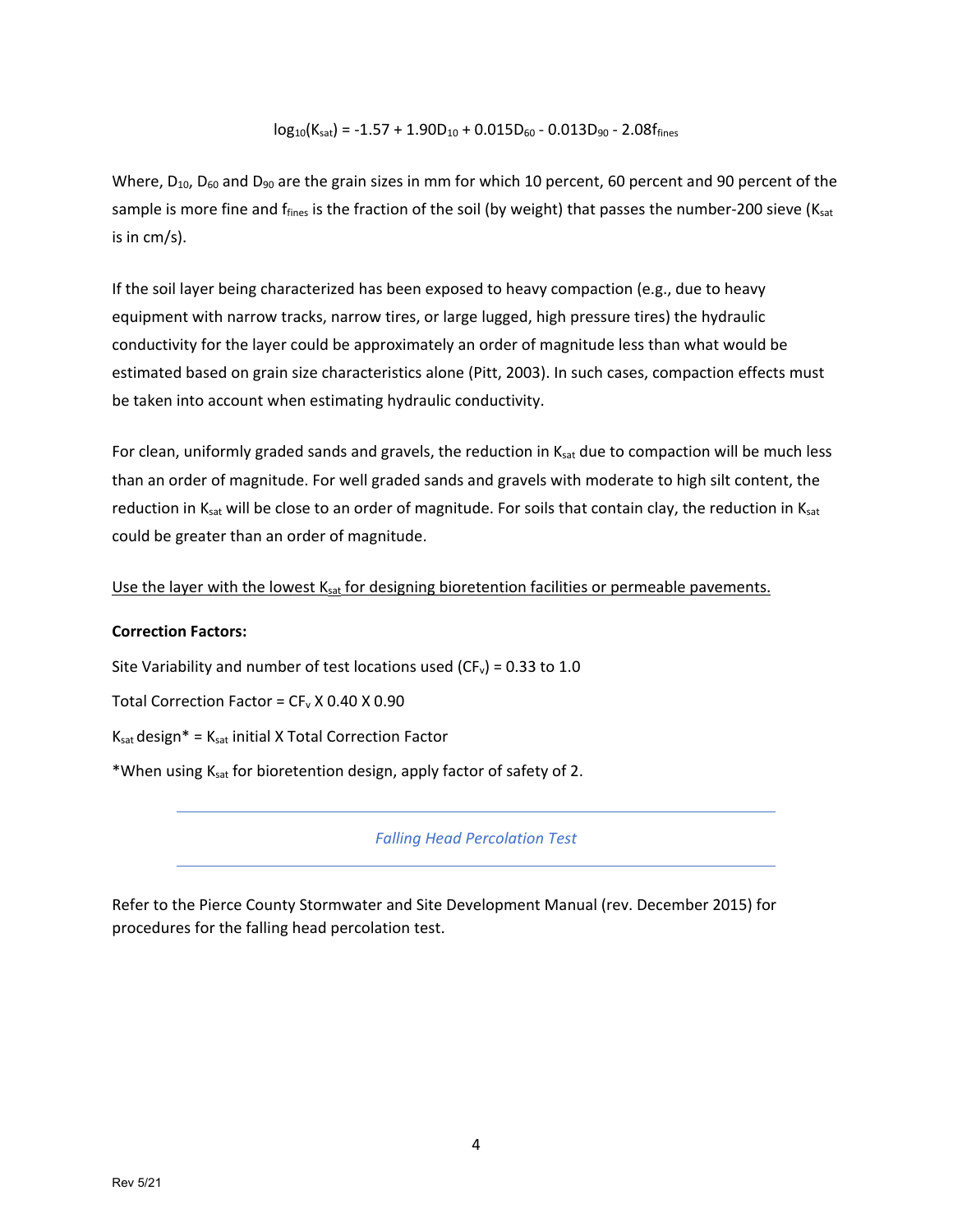$$\log_{10}(K_{sat}) = -1.57 + 1.90D_{10} + 0.015D_{60} - 0.013D_{90} - 2.08f_{fines}$$

Where, $D_{10}$, $D_{60}$ and $D_{90}$ are the grain sizes in mm for which 10 percent, 60 percent and 90 percent of the sample is more fine and $f_{fines}$ is the fraction of the soil (by weight) that passes the number-200 sieve ($K_{sat}$ is in cm/s).

If the soil layer being characterized has been exposed to heavy compaction (e.g., due to heavy equipment with narrow tracks, narrow tires, or large lugged, high pressure tires) the hydraulic conductivity for the layer could be approximately an order of magnitude less than what would be estimated based on grain size characteristics alone (Pitt, 2003). In such cases, compaction effects must be taken into account when estimating hydraulic conductivity.

For clean, uniformly graded sands and gravels, the reduction in $K_{sat}$ due to compaction will be much less than an order of magnitude. For well graded sands and gravels with moderate to high silt content, the reduction in $K_{sat}$ will be close to an order of magnitude. For soils that contain clay, the reduction in $K_{sat}$ could be greater than an order of magnitude.

<u>Use the layer with the lowest $K_{sat}$ for designing bioretention facilities or permeable pavements.</u>

**Correction Factors:**

Site Variability and number of test locations used ($CF_v$) = 0.33 to 1.0

Total Correction Factor = $CF_v$ X 0.40 X 0.90

$K_{sat}$ design* = $K_{sat}$ initial X Total Correction Factor

*When using $K_{sat}$ for bioretention design, apply factor of safety of 2.

## *Falling Head Percolation Test*

Refer to the Pierce County Stormwater and Site Development Manual (rev. December 2015) for procedures for the falling head percolation test.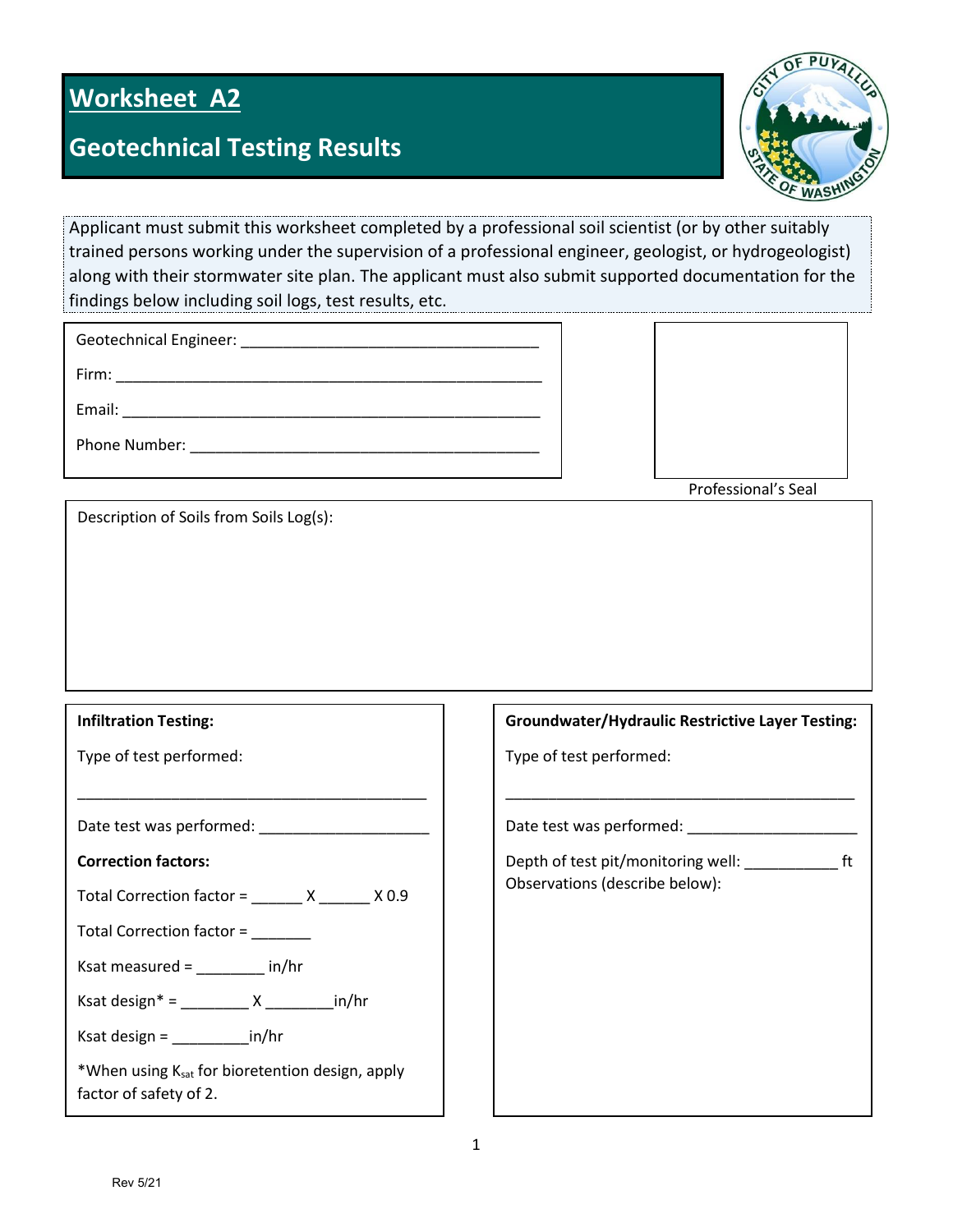# Worksheet A2

## Geotechnical Testing Results

Applicant must submit this worksheet completed by a professional soil scientist (or by other suitably trained persons working under the supervision of a professional engineer, geologist, or hydrogeologist) along with their stormwater site plan. The applicant must also submit supported documentation for the findings below including soil logs, test results, etc.

Geotechnical Engineer: ___________________________________

Firm: ___________________________________________________

Email: __________________________________________________

Phone Number: ___________________________________________

Professional's Seal

Description of Soils from Soils Log(s):

**Infiltration Testing:**

Type of test performed:

___________________________________________

Date test was performed: ____________________

**Correction factors:**

Total Correction factor = ______ X ______ X 0.9

Total Correction factor = _______

Ksat measured = ________ in/hr

Ksat design* = ________ X ________in/hr

Ksat design = _________in/hr

*When using $K_{sat}$ for bioretention design, apply factor of safety of 2.

**Groundwater/Hydraulic Restrictive Layer Testing:**

Type of test performed:

___________________________________________

Date test was performed: ____________________

Depth of test pit/monitoring well: ___________ ft

Observations (describe below):

Rev 5/21